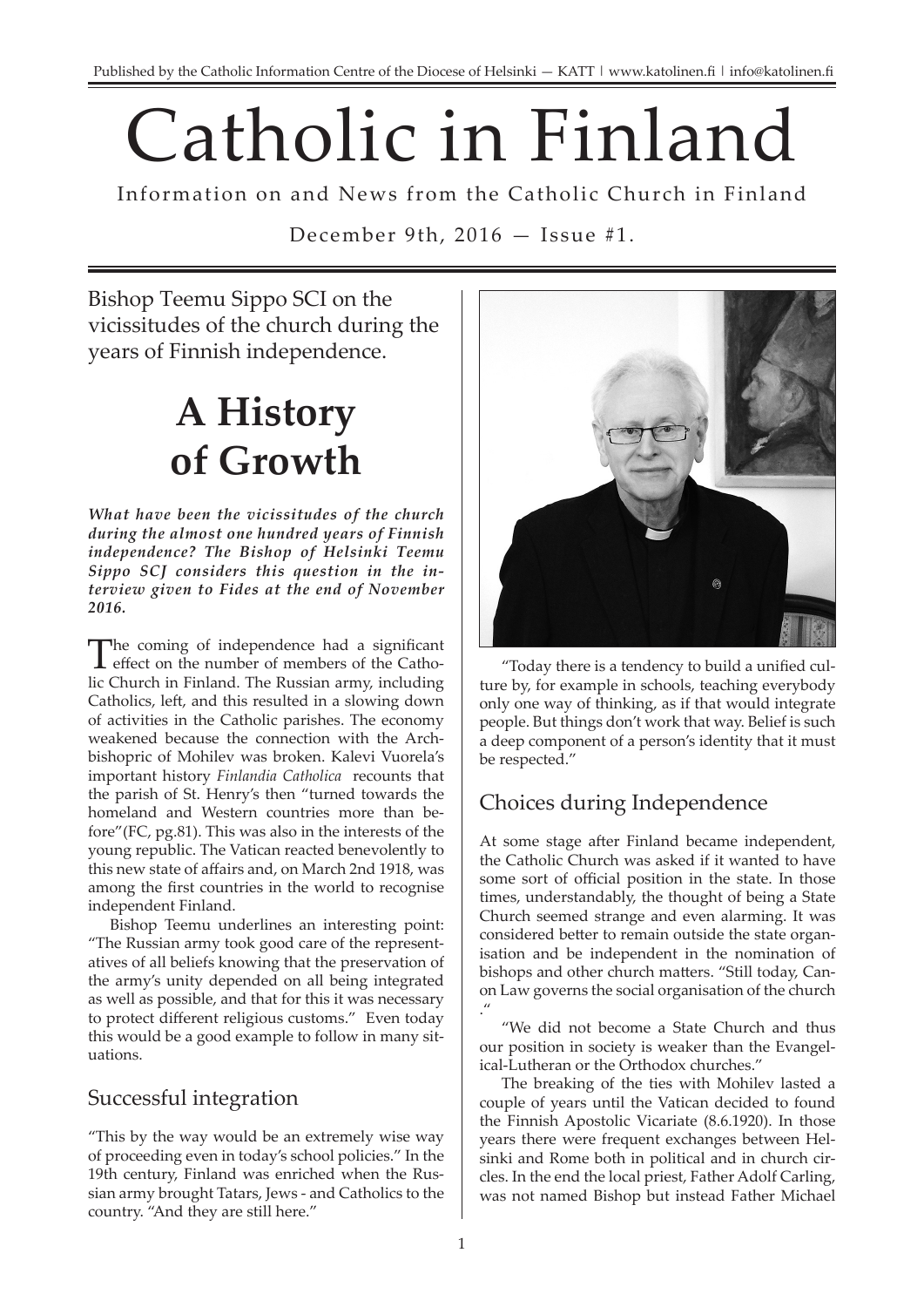Published by the Catholic Information Centre of the Diocese of Helsinki — KATT | www.katolinen.fi | info@katolinen.fi

# Catholic in Finland

Information on and News from the Catholic Church in Finland

December 9th, 2016 — Issue #1.

Bishop Teemu Sippo SCI on the vicissitudes of the church during the years of Finnish independence.

## A History of Growth

***What have been the vicissitudes of the church during the almost one hundred years of Finnish independence? The Bishop of Helsinki Teemu Sippo SCJ considers this question in the interview given to Fides at the end of November 2016.***

The coming of independence had a significant effect on the number of members of the Catholic Church in Finland. The Russian army, including Catholics, left, and this resulted in a slowing down of activities in the Catholic parishes. The economy weakened because the connection with the Archbishopric of Mohilev was broken. Kalevi Vuorela's important history *Finlandia Catholica* recounts that the parish of St. Henry's then "turned towards the homeland and Western countries more than before"(FC, pg.81). This was also in the interests of the young republic. The Vatican reacted benevolently to this new state of affairs and, on March 2nd 1918, was among the first countries in the world to recognise independent Finland.

Bishop Teemu underlines an interesting point: "The Russian army took good care of the representatives of all beliefs knowing that the preservation of the army's unity depended on all being integrated as well as possible, and that for this it was necessary to protect different religious customs." Even today this would be a good example to follow in many situations.

### Successful integration

"This by the way would be an extremely wise way of proceeding even in today's school policies." In the 19th century, Finland was enriched when the Russian army brought Tatars, Jews - and Catholics to the country. "And they are still here."

"Today there is a tendency to build a unified culture by, for example in schools, teaching everybody only one way of thinking, as if that would integrate people. But things don't work that way. Belief is such a deep component of a person's identity that it must be respected."

### Choices during Independence

At some stage after Finland became independent, the Catholic Church was asked if it wanted to have some sort of official position in the state. In those times, understandably, the thought of being a State Church seemed strange and even alarming. It was considered better to remain outside the state organisation and be independent in the nomination of bishops and other church matters. "Still today, Canon Law governs the social organisation of the church ."

"We did not become a State Church and thus our position in society is weaker than the Evangelical-Lutheran or the Orthodox churches."

The breaking of the ties with Mohilev lasted a couple of years until the Vatican decided to found the Finnish Apostolic Vicariate (8.6.1920). In those years there were frequent exchanges between Helsinki and Rome both in political and in church circles. In the end the local priest, Father Adolf Carling, was not named Bishop but instead Father Michael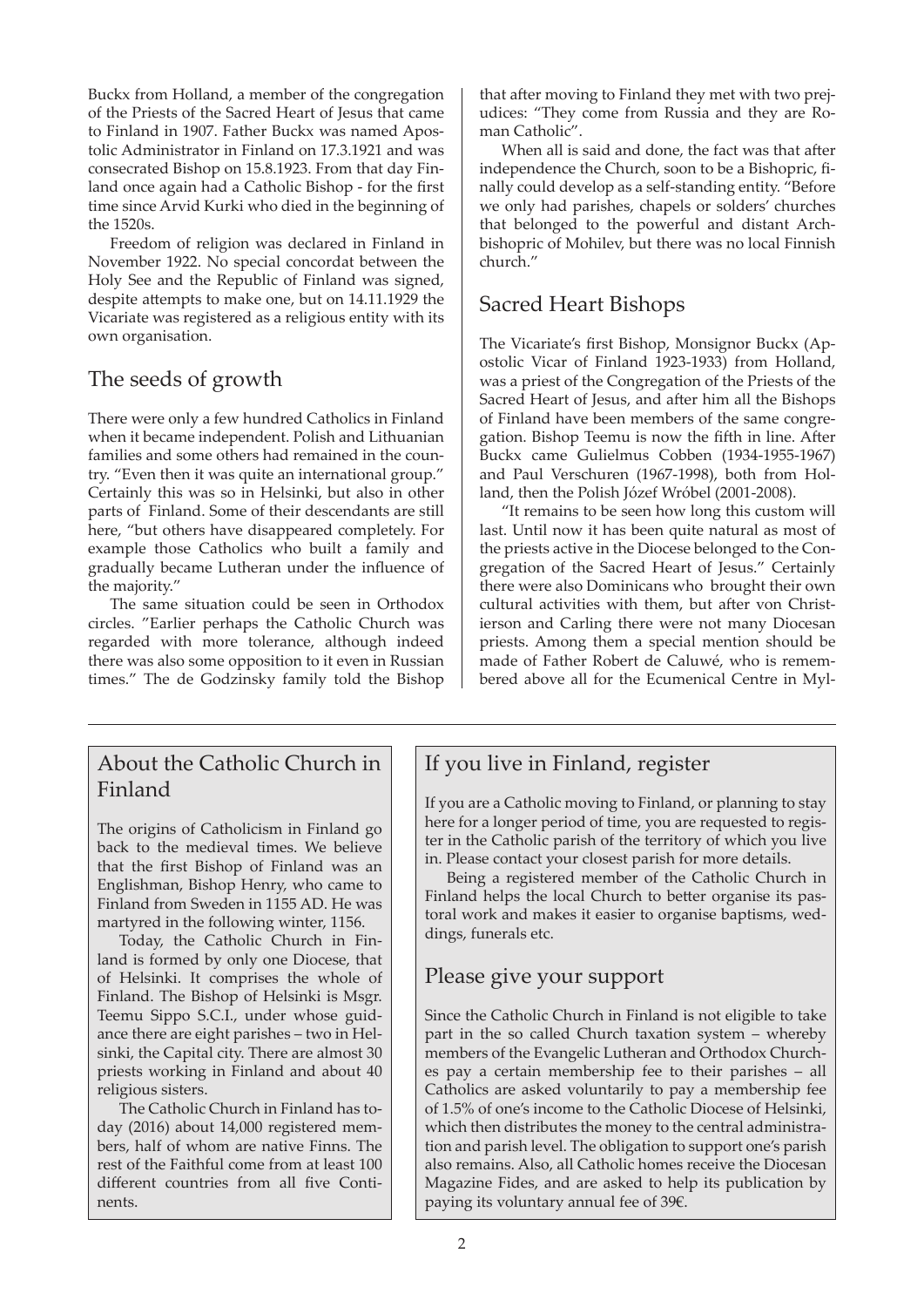Buckx from Holland, a member of the congregation of the Priests of the Sacred Heart of Jesus that came to Finland in 1907. Father Buckx was named Apostolic Administrator in Finland on 17.3.1921 and was consecrated Bishop on 15.8.1923. From that day Finland once again had a Catholic Bishop - for the first time since Arvid Kurki who died in the beginning of the 1520s.

Freedom of religion was declared in Finland in November 1922. No special concordat between the Holy See and the Republic of Finland was signed, despite attempts to make one, but on 14.11.1929 the Vicariate was registered as a religious entity with its own organisation.

## The seeds of growth

There were only a few hundred Catholics in Finland when it became independent. Polish and Lithuanian families and some others had remained in the country. "Even then it was quite an international group." Certainly this was so in Helsinki, but also in other parts of Finland. Some of their descendants are still here, "but others have disappeared completely. For example those Catholics who built a family and gradually became Lutheran under the influence of the majority."

The same situation could be seen in Orthodox circles. "Earlier perhaps the Catholic Church was regarded with more tolerance, although indeed there was also some opposition to it even in Russian times." The de Godzinsky family told the Bishop that after moving to Finland they met with two prejudices: "They come from Russia and they are Roman Catholic".

When all is said and done, the fact was that after independence the Church, soon to be a Bishopric, finally could develop as a self-standing entity. "Before we only had parishes, chapels or solders' churches that belonged to the powerful and distant Archbishopric of Mohilev, but there was no local Finnish church."

## Sacred Heart Bishops

The Vicariate's first Bishop, Monsignor Buckx (Apostolic Vicar of Finland 1923-1933) from Holland, was a priest of the Congregation of the Priests of the Sacred Heart of Jesus, and after him all the Bishops of Finland have been members of the same congregation. Bishop Teemu is now the fifth in line. After Buckx came Gulielmus Cobben (1934-1955-1967) and Paul Verschuren (1967-1998), both from Holland, then the Polish Józef Wróbel (2001-2008).

"It remains to be seen how long this custom will last. Until now it has been quite natural as most of the priests active in the Diocese belonged to the Congregation of the Sacred Heart of Jesus." Certainly there were also Dominicans who brought their own cultural activities with them, but after von Christierson and Carling there were not many Diocesan priests. Among them a special mention should be made of Father Robert de Caluwé, who is remembered above all for the Ecumenical Centre in Myl-

## About the Catholic Church in Finland

The origins of Catholicism in Finland go back to the medieval times. We believe that the first Bishop of Finland was an Englishman, Bishop Henry, who came to Finland from Sweden in 1155 AD. He was martyred in the following winter, 1156.

Today, the Catholic Church in Finland is formed by only one Diocese, that of Helsinki. It comprises the whole of Finland. The Bishop of Helsinki is Msgr. Teemu Sippo S.C.I., under whose guidance there are eight parishes – two in Helsinki, the Capital city. There are almost 30 priests working in Finland and about 40 religious sisters.

The Catholic Church in Finland has today (2016) about 14,000 registered members, half of whom are native Finns. The rest of the Faithful come from at least 100 different countries from all five Continents.

## If you live in Finland, register

If you are a Catholic moving to Finland, or planning to stay here for a longer period of time, you are requested to register in the Catholic parish of the territory of which you live in. Please contact your closest parish for more details.

Being a registered member of the Catholic Church in Finland helps the local Church to better organise its pastoral work and makes it easier to organise baptisms, weddings, funerals etc.

## Please give your support

Since the Catholic Church in Finland is not eligible to take part in the so called Church taxation system – whereby members of the Evangelic Lutheran and Orthodox Churches pay a certain membership fee to their parishes – all Catholics are asked voluntarily to pay a membership fee of 1.5% of one's income to the Catholic Diocese of Helsinki, which then distributes the money to the central administration and parish level. The obligation to support one's parish also remains. Also, all Catholic homes receive the Diocesan Magazine Fides, and are asked to help its publication by paying its voluntary annual fee of 39€.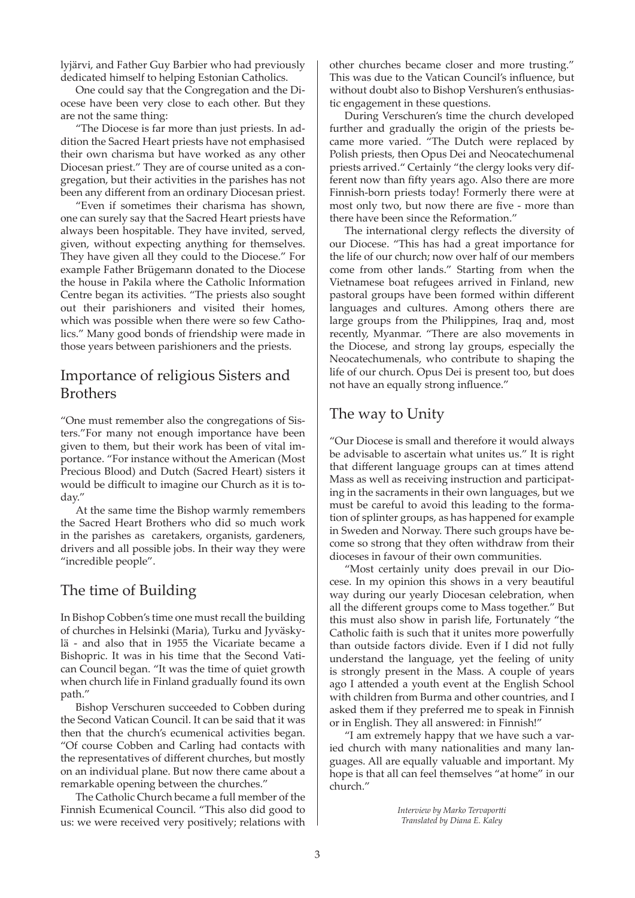lyjärvi, and Father Guy Barbier who had previously dedicated himself to helping Estonian Catholics.

One could say that the Congregation and the Diocese have been very close to each other. But they are not the same thing:

"The Diocese is far more than just priests. In addition the Sacred Heart priests have not emphasised their own charisma but have worked as any other Diocesan priest." They are of course united as a congregation, but their activities in the parishes has not been any different from an ordinary Diocesan priest.

"Even if sometimes their charisma has shown, one can surely say that the Sacred Heart priests have always been hospitable. They have invited, served, given, without expecting anything for themselves. They have given all they could to the Diocese." For example Father Brügemann donated to the Diocese the house in Pakila where the Catholic Information Centre began its activities. "The priests also sought out their parishioners and visited their homes, which was possible when there were so few Catholics." Many good bonds of friendship were made in those years between parishioners and the priests.

## Importance of religious Sisters and Brothers

"One must remember also the congregations of Sisters."For many not enough importance have been given to them, but their work has been of vital importance. "For instance without the American (Most Precious Blood) and Dutch (Sacred Heart) sisters it would be difficult to imagine our Church as it is today."

At the same time the Bishop warmly remembers the Sacred Heart Brothers who did so much work in the parishes as caretakers, organists, gardeners, drivers and all possible jobs. In their way they were "incredible people".

## The time of Building

In Bishop Cobben's time one must recall the building of churches in Helsinki (Maria), Turku and Jyväskylä - and also that in 1955 the Vicariate became a Bishopric. It was in his time that the Second Vatican Council began. "It was the time of quiet growth when church life in Finland gradually found its own path."

Bishop Verschuren succeeded to Cobben during the Second Vatican Council. It can be said that it was then that the church's ecumenical activities began. "Of course Cobben and Carling had contacts with the representatives of different churches, but mostly on an individual plane. But now there came about a remarkable opening between the churches."

The Catholic Church became a full member of the Finnish Ecumenical Council. "This also did good to us: we were received very positively; relations with other churches became closer and more trusting." This was due to the Vatican Council's influence, but without doubt also to Bishop Vershuren's enthusiastic engagement in these questions.

During Verschuren's time the church developed further and gradually the origin of the priests became more varied. "The Dutch were replaced by Polish priests, then Opus Dei and Neocatechumenal priests arrived." Certainly "the clergy looks very different now than fifty years ago. Also there are more Finnish-born priests today! Formerly there were at most only two, but now there are five - more than there have been since the Reformation."

The international clergy reflects the diversity of our Diocese. "This has had a great importance for the life of our church; now over half of our members come from other lands." Starting from when the Vietnamese boat refugees arrived in Finland, new pastoral groups have been formed within different languages and cultures. Among others there are large groups from the Philippines, Iraq and, most recently, Myanmar. "There are also movements in the Diocese, and strong lay groups, especially the Neocatechumenals, who contribute to shaping the life of our church. Opus Dei is present too, but does not have an equally strong influence."

## The way to Unity

"Our Diocese is small and therefore it would always be advisable to ascertain what unites us." It is right that different language groups can at times attend Mass as well as receiving instruction and participating in the sacraments in their own languages, but we must be careful to avoid this leading to the formation of splinter groups, as has happened for example in Sweden and Norway. There such groups have become so strong that they often withdraw from their dioceses in favour of their own communities.

"Most certainly unity does prevail in our Diocese. In my opinion this shows in a very beautiful way during our yearly Diocesan celebration, when all the different groups come to Mass together." But this must also show in parish life, Fortunately "the Catholic faith is such that it unites more powerfully than outside factors divide. Even if I did not fully understand the language, yet the feeling of unity is strongly present in the Mass. A couple of years ago I attended a youth event at the English School with children from Burma and other countries, and I asked them if they preferred me to speak in Finnish or in English. They all answered: in Finnish!"

"I am extremely happy that we have such a varied church with many nationalities and many languages. All are equally valuable and important. My hope is that all can feel themselves "at home" in our church."

*Interview by Marko Tervaportti*
*Translated by Diana E. Kaley*